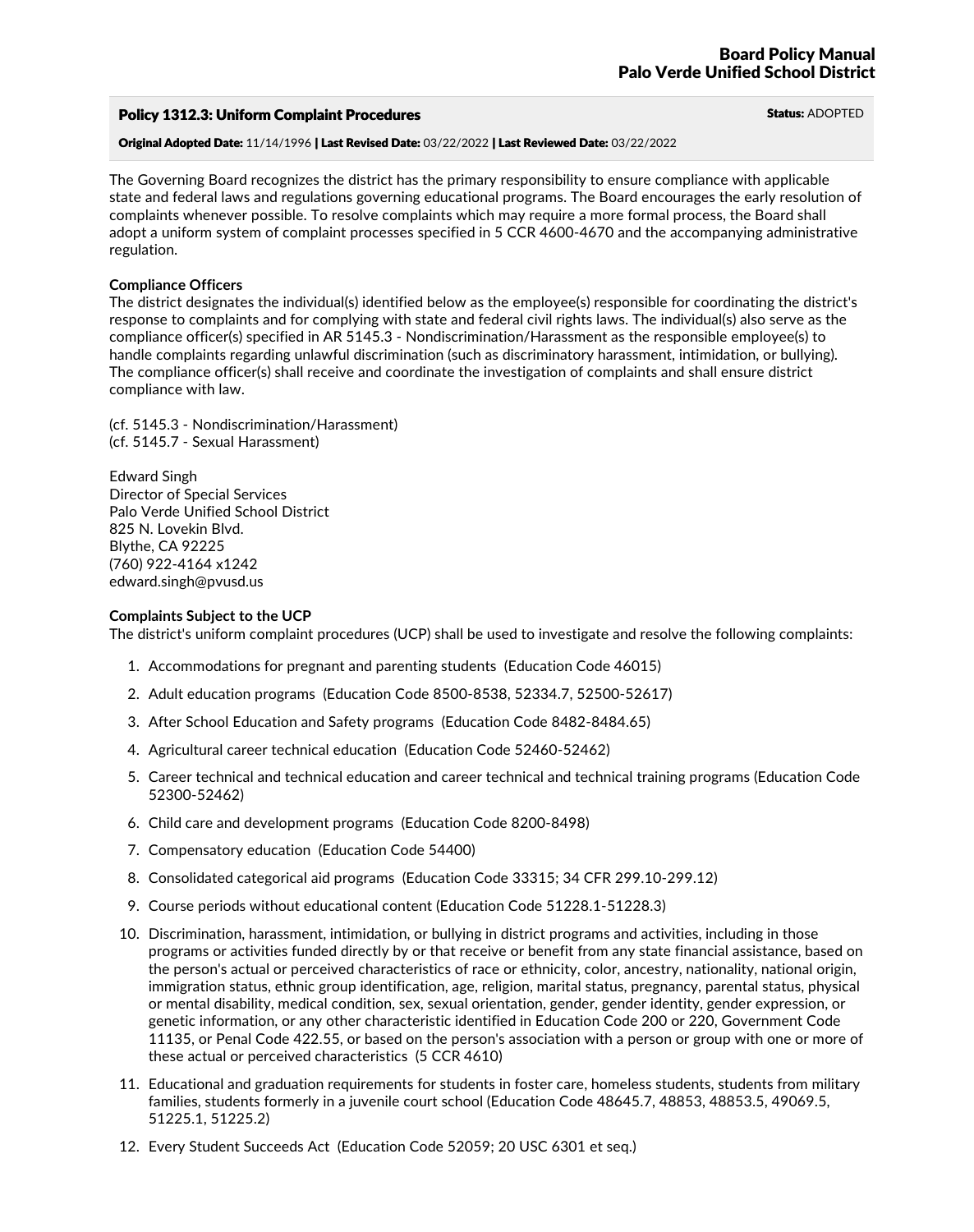# Policy 1312.3: Uniform Complaint Procedures

**Status:** ADOPTED

**Original Adopted Date:** 11/14/1996 | **Last Revised Date:** 03/22/2022 | **Last Reviewed Date:** 03/22/2022

The Governing Board recognizes the district has the primary responsibility to ensure compliance with applicable state and federal laws and regulations governing educational programs. The Board encourages the early resolution of complaints whenever possible. To resolve complaints which may require a more formal process, the Board shall adopt a uniform system of complaint processes specified in 5 CCR 4600-4670 and the accompanying administrative regulation.

**Compliance Officers**

The district designates the individual(s) identified below as the employee(s) responsible for coordinating the district's response to complaints and for complying with state and federal civil rights laws. The individual(s) also serve as the compliance officer(s) specified in AR 5145.3 - Nondiscrimination/Harassment as the responsible employee(s) to handle complaints regarding unlawful discrimination (such as discriminatory harassment, intimidation, or bullying). The compliance officer(s) shall receive and coordinate the investigation of complaints and shall ensure district compliance with law.

(cf. 5145.3 - Nondiscrimination/Harassment)
(cf. 5145.7 - Sexual Harassment)

Edward Singh
Director of Special Services
Palo Verde Unified School District
825 N. Lovekin Blvd.
Blythe, CA 92225
(760) 922-4164 x1242
edward.singh@pvusd.us

**Complaints Subject to the UCP**

The district's uniform complaint procedures (UCP) shall be used to investigate and resolve the following complaints:

1. Accommodations for pregnant and parenting students (Education Code 46015)
2. Adult education programs (Education Code 8500-8538, 52334.7, 52500-52617)
3. After School Education and Safety programs (Education Code 8482-8484.65)
4. Agricultural career technical education (Education Code 52460-52462)
5. Career technical and technical education and career technical and technical training programs (Education Code 52300-52462)
6. Child care and development programs (Education Code 8200-8498)
7. Compensatory education (Education Code 54400)
8. Consolidated categorical aid programs (Education Code 33315; 34 CFR 299.10-299.12)
9. Course periods without educational content (Education Code 51228.1-51228.3)
10. Discrimination, harassment, intimidation, or bullying in district programs and activities, including in those programs or activities funded directly by or that receive or benefit from any state financial assistance, based on the person's actual or perceived characteristics of race or ethnicity, color, ancestry, nationality, national origin, immigration status, ethnic group identification, age, religion, marital status, pregnancy, parental status, physical or mental disability, medical condition, sex, sexual orientation, gender, gender identity, gender expression, or genetic information, or any other characteristic identified in Education Code 200 or 220, Government Code 11135, or Penal Code 422.55, or based on the person's association with a person or group with one or more of these actual or perceived characteristics (5 CCR 4610)
11. Educational and graduation requirements for students in foster care, homeless students, students from military families, students formerly in a juvenile court school (Education Code 48645.7, 48853, 48853.5, 49069.5, 51225.1, 51225.2)
12. Every Student Succeeds Act (Education Code 52059; 20 USC 6301 et seq.)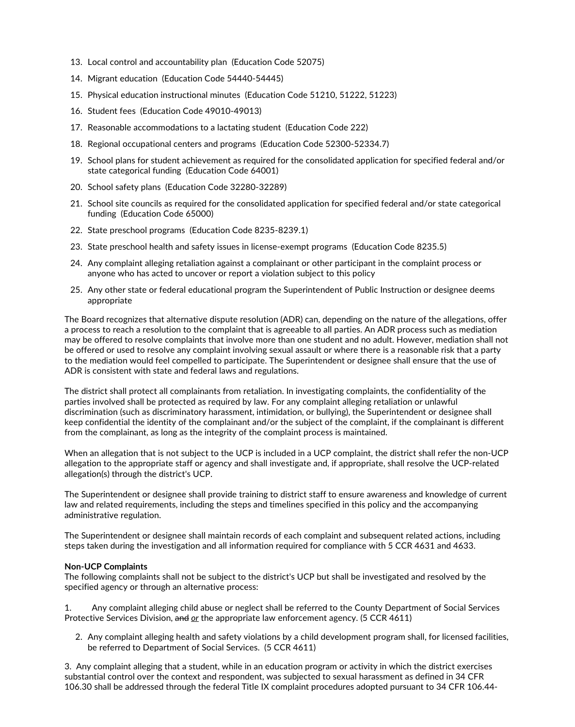13. Local control and accountability plan (Education Code 52075)
14. Migrant education (Education Code 54440-54445)
15. Physical education instructional minutes (Education Code 51210, 51222, 51223)
16. Student fees (Education Code 49010-49013)
17. Reasonable accommodations to a lactating student (Education Code 222)
18. Regional occupational centers and programs (Education Code 52300-52334.7)
19. School plans for student achievement as required for the consolidated application for specified federal and/or state categorical funding (Education Code 64001)
20. School safety plans (Education Code 32280-32289)
21. School site councils as required for the consolidated application for specified federal and/or state categorical funding (Education Code 65000)
22. State preschool programs (Education Code 8235-8239.1)
23. State preschool health and safety issues in license-exempt programs (Education Code 8235.5)
24. Any complaint alleging retaliation against a complainant or other participant in the complaint process or anyone who has acted to uncover or report a violation subject to this policy
25. Any other state or federal educational program the Superintendent of Public Instruction or designee deems appropriate

The Board recognizes that alternative dispute resolution (ADR) can, depending on the nature of the allegations, offer a process to reach a resolution to the complaint that is agreeable to all parties. An ADR process such as mediation may be offered to resolve complaints that involve more than one student and no adult. However, mediation shall not be offered or used to resolve any complaint involving sexual assault or where there is a reasonable risk that a party to the mediation would feel compelled to participate. The Superintendent or designee shall ensure that the use of ADR is consistent with state and federal laws and regulations.

The district shall protect all complainants from retaliation. In investigating complaints, the confidentiality of the parties involved shall be protected as required by law. For any complaint alleging retaliation or unlawful discrimination (such as discriminatory harassment, intimidation, or bullying), the Superintendent or designee shall keep confidential the identity of the complainant and/or the subject of the complaint, if the complainant is different from the complainant, as long as the integrity of the complaint process is maintained.

When an allegation that is not subject to the UCP is included in a UCP complaint, the district shall refer the non-UCP allegation to the appropriate staff or agency and shall investigate and, if appropriate, shall resolve the UCP-related allegation(s) through the district's UCP.

The Superintendent or designee shall provide training to district staff to ensure awareness and knowledge of current law and related requirements, including the steps and timelines specified in this policy and the accompanying administrative regulation.

The Superintendent or designee shall maintain records of each complaint and subsequent related actions, including steps taken during the investigation and all information required for compliance with 5 CCR 4631 and 4633.

**Non-UCP Complaints**
The following complaints shall not be subject to the district's UCP but shall be investigated and resolved by the specified agency or through an alternative process:

1. Any complaint alleging child abuse or neglect shall be referred to the County Department of Social Services Protective Services Division, ~~and~~ *or* the appropriate law enforcement agency. (5 CCR 4611)

2. Any complaint alleging health and safety violations by a child development program shall, for licensed facilities, be referred to Department of Social Services. (5 CCR 4611)

3. Any complaint alleging that a student, while in an education program or activity in which the district exercises substantial control over the context and respondent, was subjected to sexual harassment as defined in 34 CFR 106.30 shall be addressed through the federal Title IX complaint procedures adopted pursuant to 34 CFR 106.44-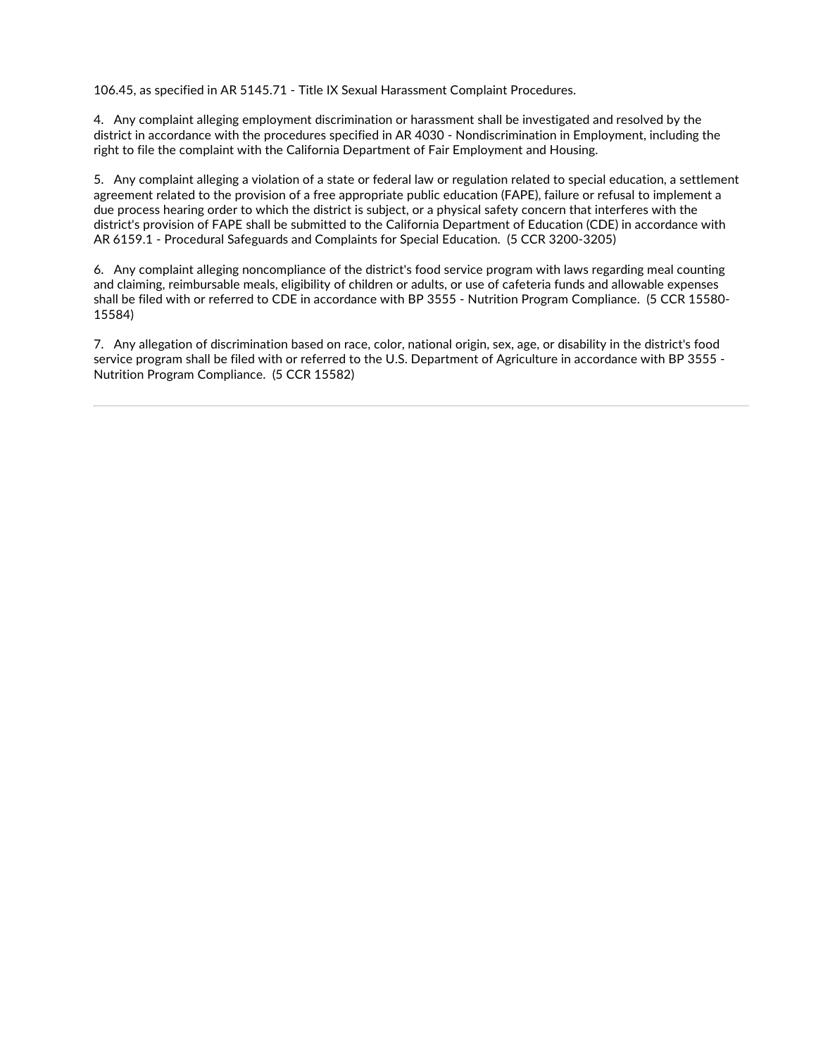106.45, as specified in AR 5145.71 - Title IX Sexual Harassment Complaint Procedures.

4. Any complaint alleging employment discrimination or harassment shall be investigated and resolved by the district in accordance with the procedures specified in AR 4030 - Nondiscrimination in Employment, including the right to file the complaint with the California Department of Fair Employment and Housing.

5. Any complaint alleging a violation of a state or federal law or regulation related to special education, a settlement agreement related to the provision of a free appropriate public education (FAPE), failure or refusal to implement a due process hearing order to which the district is subject, or a physical safety concern that interferes with the district's provision of FAPE shall be submitted to the California Department of Education (CDE) in accordance with AR 6159.1 - Procedural Safeguards and Complaints for Special Education. (5 CCR 3200-3205)

6. Any complaint alleging noncompliance of the district's food service program with laws regarding meal counting and claiming, reimbursable meals, eligibility of children or adults, or use of cafeteria funds and allowable expenses shall be filed with or referred to CDE in accordance with BP 3555 - Nutrition Program Compliance. (5 CCR 15580-15584)

7. Any allegation of discrimination based on race, color, national origin, sex, age, or disability in the district's food service program shall be filed with or referred to the U.S. Department of Agriculture in accordance with BP 3555 - Nutrition Program Compliance. (5 CCR 15582)

---